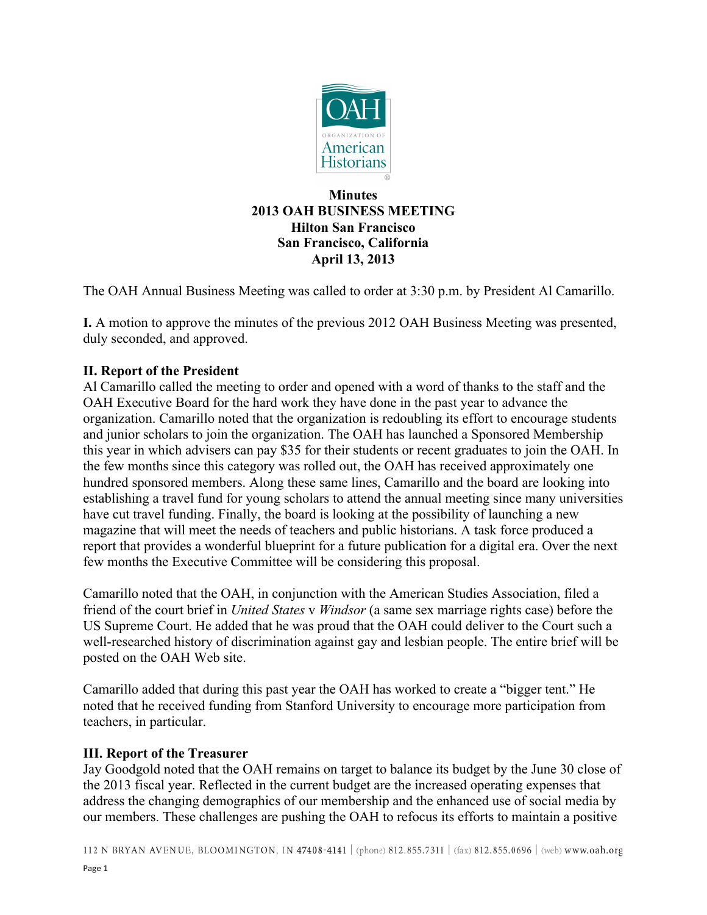**Minutes**
**2013 OAH BUSINESS MEETING**
**Hilton San Francisco**
**San Francisco, California**
**April 13, 2013**

The OAH Annual Business Meeting was called to order at 3:30 p.m. by President Al Camarillo.

**I.** A motion to approve the minutes of the previous 2012 OAH Business Meeting was presented, duly seconded, and approved.

**II. Report of the President**

Al Camarillo called the meeting to order and opened with a word of thanks to the staff and the OAH Executive Board for the hard work they have done in the past year to advance the organization. Camarillo noted that the organization is redoubling its effort to encourage students and junior scholars to join the organization. The OAH has launched a Sponsored Membership this year in which advisers can pay $35 for their students or recent graduates to join the OAH. In the few months since this category was rolled out, the OAH has received approximately one hundred sponsored members. Along these same lines, Camarillo and the board are looking into establishing a travel fund for young scholars to attend the annual meeting since many universities have cut travel funding. Finally, the board is looking at the possibility of launching a new magazine that will meet the needs of teachers and public historians. A task force produced a report that provides a wonderful blueprint for a future publication for a digital era. Over the next few months the Executive Committee will be considering this proposal.

Camarillo noted that the OAH, in conjunction with the American Studies Association, filed a friend of the court brief in *United States* v *Windsor* (a same sex marriage rights case) before the US Supreme Court. He added that he was proud that the OAH could deliver to the Court such a well-researched history of discrimination against gay and lesbian people. The entire brief will be posted on the OAH Web site.

Camarillo added that during this past year the OAH has worked to create a "bigger tent." He noted that he received funding from Stanford University to encourage more participation from teachers, in particular.

**III. Report of the Treasurer**

Jay Goodgold noted that the OAH remains on target to balance its budget by the June 30 close of the 2013 fiscal year. Reflected in the current budget are the increased operating expenses that address the changing demographics of our membership and the enhanced use of social media by our members. These challenges are pushing the OAH to refocus its efforts to maintain a positive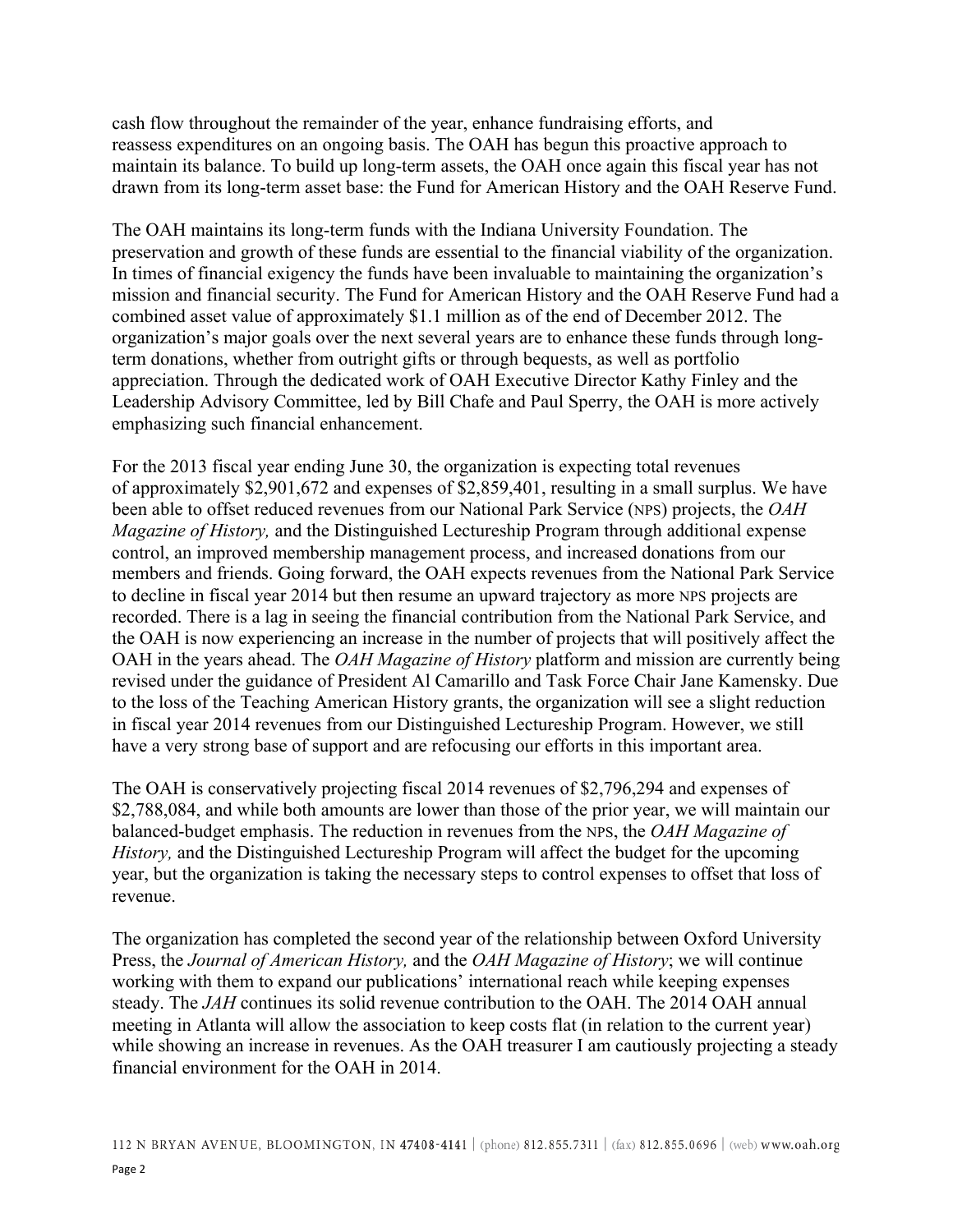cash flow throughout the remainder of the year, enhance fundraising efforts, and reassess expenditures on an ongoing basis. The OAH has begun this proactive approach to maintain its balance. To build up long-term assets, the OAH once again this fiscal year has not drawn from its long-term asset base: the Fund for American History and the OAH Reserve Fund.

The OAH maintains its long-term funds with the Indiana University Foundation. The preservation and growth of these funds are essential to the financial viability of the organization. In times of financial exigency the funds have been invaluable to maintaining the organization's mission and financial security. The Fund for American History and the OAH Reserve Fund had a combined asset value of approximately $1.1 million as of the end of December 2012. The organization's major goals over the next several years are to enhance these funds through long-term donations, whether from outright gifts or through bequests, as well as portfolio appreciation. Through the dedicated work of OAH Executive Director Kathy Finley and the Leadership Advisory Committee, led by Bill Chafe and Paul Sperry, the OAH is more actively emphasizing such financial enhancement.

For the 2013 fiscal year ending June 30, the organization is expecting total revenues of approximately $2,901,672 and expenses of $2,859,401, resulting in a small surplus. We have been able to offset reduced revenues from our National Park Service (NPS) projects, the *OAH Magazine of History,* and the Distinguished Lectureship Program through additional expense control, an improved membership management process, and increased donations from our members and friends. Going forward, the OAH expects revenues from the National Park Service to decline in fiscal year 2014 but then resume an upward trajectory as more NPS projects are recorded. There is a lag in seeing the financial contribution from the National Park Service, and the OAH is now experiencing an increase in the number of projects that will positively affect the OAH in the years ahead. The *OAH Magazine of History* platform and mission are currently being revised under the guidance of President Al Camarillo and Task Force Chair Jane Kamensky. Due to the loss of the Teaching American History grants, the organization will see a slight reduction in fiscal year 2014 revenues from our Distinguished Lectureship Program. However, we still have a very strong base of support and are refocusing our efforts in this important area.

The OAH is conservatively projecting fiscal 2014 revenues of $2,796,294 and expenses of $2,788,084, and while both amounts are lower than those of the prior year, we will maintain our balanced-budget emphasis. The reduction in revenues from the NPS, the *OAH Magazine of History,* and the Distinguished Lectureship Program will affect the budget for the upcoming year, but the organization is taking the necessary steps to control expenses to offset that loss of revenue.

The organization has completed the second year of the relationship between Oxford University Press, the *Journal of American History,* and the *OAH Magazine of History*; we will continue working with them to expand our publications' international reach while keeping expenses steady. The *JAH* continues its solid revenue contribution to the OAH. The 2014 OAH annual meeting in Atlanta will allow the association to keep costs flat (in relation to the current year) while showing an increase in revenues. As the OAH treasurer I am cautiously projecting a steady financial environment for the OAH in 2014.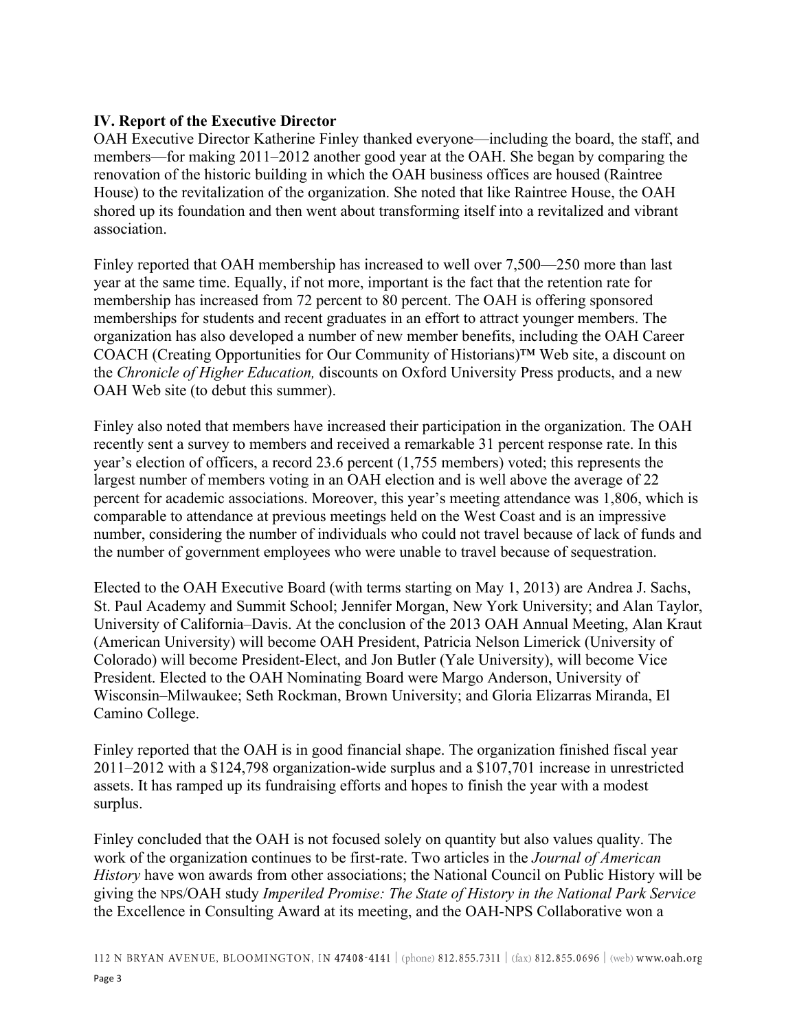**IV. Report of the Executive Director**

OAH Executive Director Katherine Finley thanked everyone—including the board, the staff, and members—for making 2011–2012 another good year at the OAH. She began by comparing the renovation of the historic building in which the OAH business offices are housed (Raintree House) to the revitalization of the organization. She noted that like Raintree House, the OAH shored up its foundation and then went about transforming itself into a revitalized and vibrant association.

Finley reported that OAH membership has increased to well over 7,500—250 more than last year at the same time. Equally, if not more, important is the fact that the retention rate for membership has increased from 72 percent to 80 percent. The OAH is offering sponsored memberships for students and recent graduates in an effort to attract younger members. The organization has also developed a number of new member benefits, including the OAH Career COACH (Creating Opportunities for Our Community of Historians)™ Web site, a discount on the *Chronicle of Higher Education,* discounts on Oxford University Press products, and a new OAH Web site (to debut this summer).

Finley also noted that members have increased their participation in the organization. The OAH recently sent a survey to members and received a remarkable 31 percent response rate. In this year's election of officers, a record 23.6 percent (1,755 members) voted; this represents the largest number of members voting in an OAH election and is well above the average of 22 percent for academic associations. Moreover, this year's meeting attendance was 1,806, which is comparable to attendance at previous meetings held on the West Coast and is an impressive number, considering the number of individuals who could not travel because of lack of funds and the number of government employees who were unable to travel because of sequestration.

Elected to the OAH Executive Board (with terms starting on May 1, 2013) are Andrea J. Sachs, St. Paul Academy and Summit School; Jennifer Morgan, New York University; and Alan Taylor, University of California–Davis. At the conclusion of the 2013 OAH Annual Meeting, Alan Kraut (American University) will become OAH President, Patricia Nelson Limerick (University of Colorado) will become President-Elect, and Jon Butler (Yale University), will become Vice President. Elected to the OAH Nominating Board were Margo Anderson, University of Wisconsin–Milwaukee; Seth Rockman, Brown University; and Gloria Elizarras Miranda, El Camino College.

Finley reported that the OAH is in good financial shape. The organization finished fiscal year 2011–2012 with a $124,798 organization-wide surplus and a $107,701 increase in unrestricted assets. It has ramped up its fundraising efforts and hopes to finish the year with a modest surplus.

Finley concluded that the OAH is not focused solely on quantity but also values quality. The work of the organization continues to be first-rate. Two articles in the *Journal of American History* have won awards from other associations; the National Council on Public History will be giving the NPS/OAH study *Imperiled Promise: The State of History in the National Park Service* the Excellence in Consulting Award at its meeting, and the OAH-NPS Collaborative won a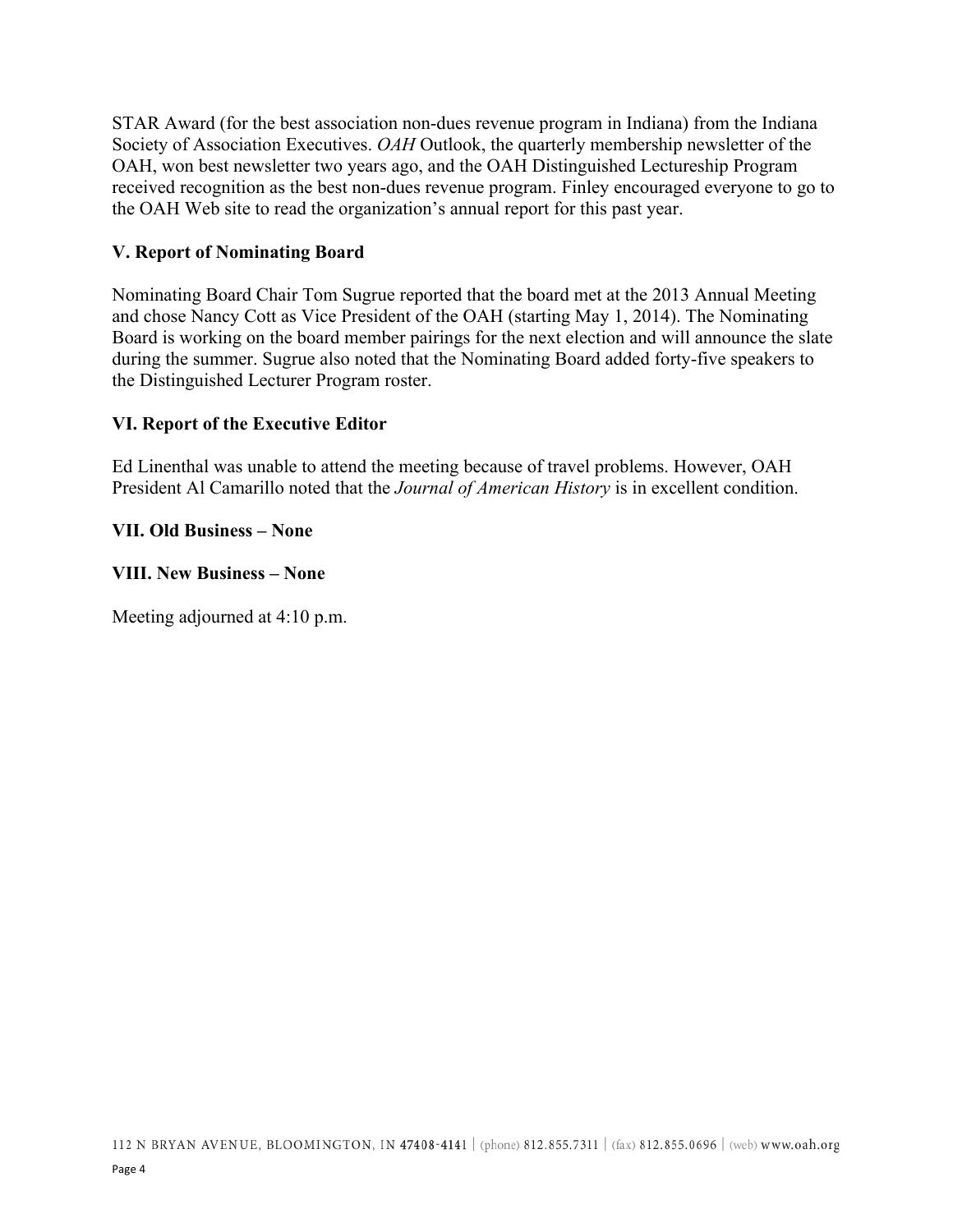STAR Award (for the best association non-dues revenue program in Indiana) from the Indiana Society of Association Executives. *OAH* Outlook, the quarterly membership newsletter of the OAH, won best newsletter two years ago, and the OAH Distinguished Lectureship Program received recognition as the best non-dues revenue program. Finley encouraged everyone to go to the OAH Web site to read the organization's annual report for this past year.

## V. Report of Nominating Board

Nominating Board Chair Tom Sugrue reported that the board met at the 2013 Annual Meeting and chose Nancy Cott as Vice President of the OAH (starting May 1, 2014). The Nominating Board is working on the board member pairings for the next election and will announce the slate during the summer. Sugrue also noted that the Nominating Board added forty-five speakers to the Distinguished Lecturer Program roster.

## VI. Report of the Executive Editor

Ed Linenthal was unable to attend the meeting because of travel problems. However, OAH President Al Camarillo noted that the *Journal of American History* is in excellent condition.

## VII. Old Business – None

## VIII. New Business – None

Meeting adjourned at 4:10 p.m.